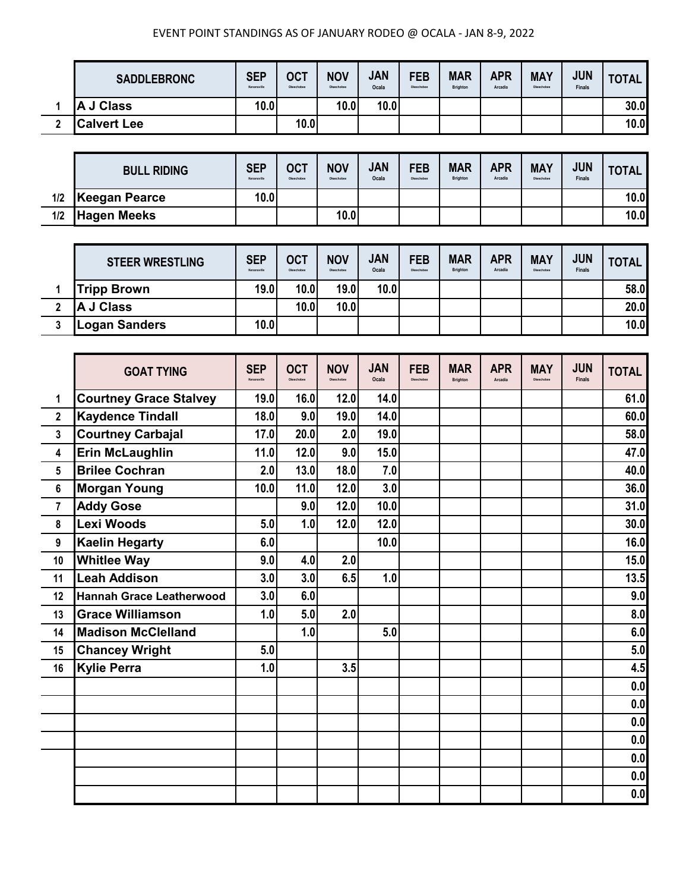EVENT POINT STANDINGS AS OF JANUARY RODEO @ OCALA - JAN 8-9, 2022

| | SADDLEBRONC | SEP Kenansville | OCT Okeechobee | NOV Okeechobee | JAN Ocala | FEB Okeechobee | MAR Brighton | APR Arcadia | MAY Okeechobee | JUN Finals | TOTAL |
|---|---|---|---|---|---|---|---|---|---|---|---|
| 1 | A J Class | 10.0 | | 10.0 | 10.0 | | | | | | 30.0 |
| 2 | Calvert Lee | | 10.0 | | | | | | | | 10.0 |

| | BULL RIDING | SEP Kenansville | OCT Okeechobee | NOV Okeechobee | JAN Ocala | FEB Okeechobee | MAR Brighton | APR Arcadia | MAY Okeechobee | JUN Finals | TOTAL |
|---|---|---|---|---|---|---|---|---|---|---|---|
| 1/2 | Keegan Pearce | 10.0 | | | | | | | | | 10.0 |
| 1/2 | Hagen Meeks | | | 10.0 | | | | | | | 10.0 |

| | STEER WRESTLING | SEP Kenansville | OCT Okeechobee | NOV Okeechobee | JAN Ocala | FEB Okeechobee | MAR Brighton | APR Arcadia | MAY Okeechobee | JUN Finals | TOTAL |
|---|---|---|---|---|---|---|---|---|---|---|---|
| 1 | Tripp Brown | 19.0 | 10.0 | 19.0 | 10.0 | | | | | | 58.0 |
| 2 | A J Class | | 10.0 | 10.0 | | | | | | | 20.0 |
| 3 | Logan Sanders | 10.0 | | | | | | | | | 10.0 |

| | GOAT TYING | SEP Kenansville | OCT Okeechobee | NOV Okeechobee | JAN Ocala | FEB Okeechobee | MAR Brighton | APR Arcadia | MAY Okeechobee | JUN Finals | TOTAL |
|---|---|---|---|---|---|---|---|---|---|---|---|
| 1 | Courtney Grace Stalvey | 19.0 | 16.0 | 12.0 | 14.0 | | | | | | 61.0 |
| 2 | Kaydence Tindall | 18.0 | 9.0 | 19.0 | 14.0 | | | | | | 60.0 |
| 3 | Courtney Carbajal | 17.0 | 20.0 | 2.0 | 19.0 | | | | | | 58.0 |
| 4 | Erin McLaughlin | 11.0 | 12.0 | 9.0 | 15.0 | | | | | | 47.0 |
| 5 | Brilee Cochran | 2.0 | 13.0 | 18.0 | 7.0 | | | | | | 40.0 |
| 6 | Morgan Young | 10.0 | 11.0 | 12.0 | 3.0 | | | | | | 36.0 |
| 7 | Addy Gose | | 9.0 | 12.0 | 10.0 | | | | | | 31.0 |
| 8 | Lexi Woods | 5.0 | 1.0 | 12.0 | 12.0 | | | | | | 30.0 |
| 9 | Kaelin Hegarty | 6.0 | | | 10.0 | | | | | | 16.0 |
| 10 | Whitlee Way | 9.0 | 4.0 | 2.0 | | | | | | | 15.0 |
| 11 | Leah Addison | 3.0 | 3.0 | 6.5 | 1.0 | | | | | | 13.5 |
| 12 | Hannah Grace Leatherwood | 3.0 | 6.0 | | | | | | | | 9.0 |
| 13 | Grace Williamson | 1.0 | 5.0 | 2.0 | | | | | | | 8.0 |
| 14 | Madison McClelland | | 1.0 | | 5.0 | | | | | | 6.0 |
| 15 | Chancey Wright | 5.0 | | | | | | | | | 5.0 |
| 16 | Kylie Perra | 1.0 | | 3.5 | | | | | | | 4.5 |
| | | | | | | | | | | | 0.0 |
| | | | | | | | | | | | 0.0 |
| | | | | | | | | | | | 0.0 |
| | | | | | | | | | | | 0.0 |
| | | | | | | | | | | | 0.0 |
| | | | | | | | | | | | 0.0 |
| | | | | | | | | | | | 0.0 |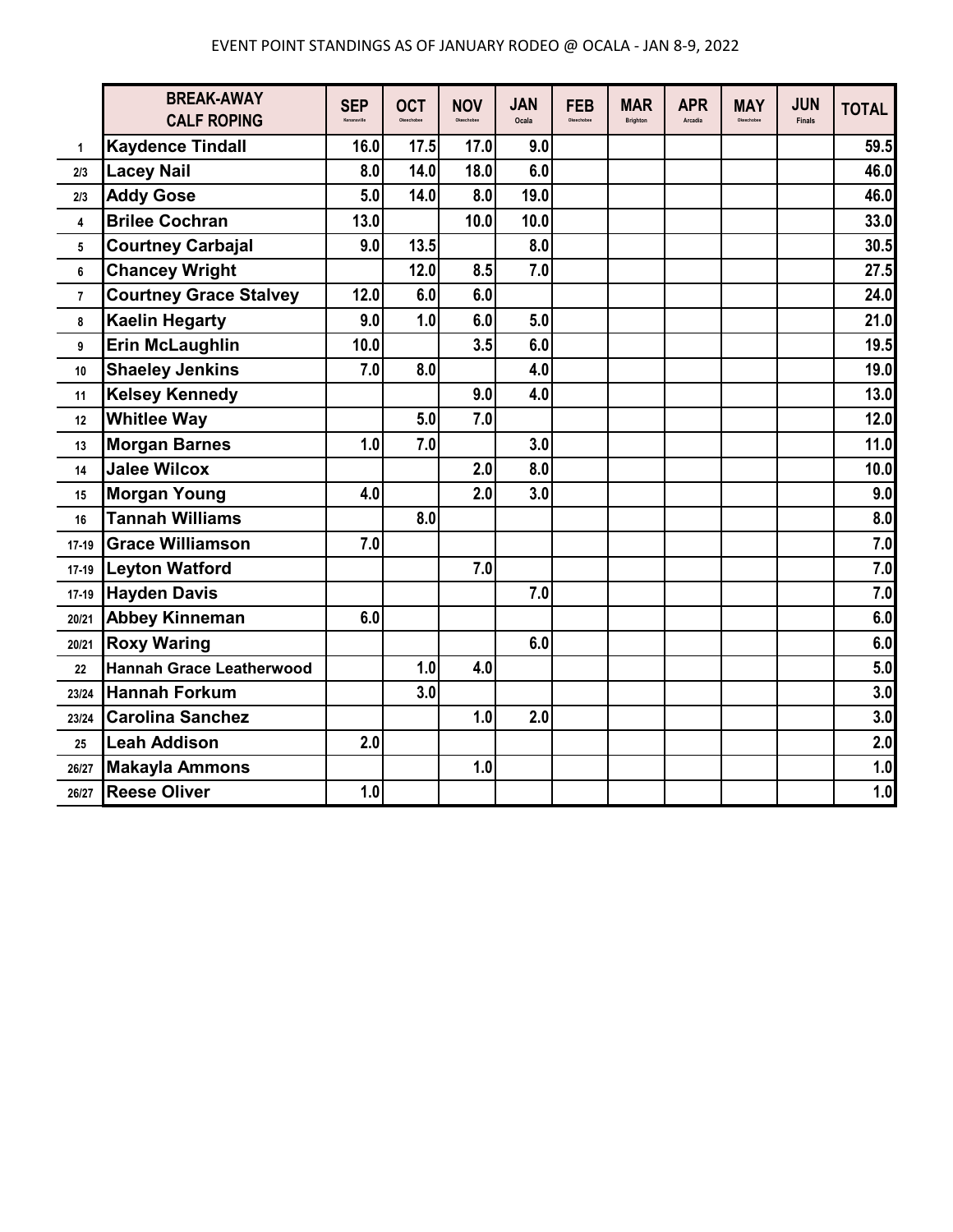EVENT POINT STANDINGS AS OF JANUARY RODEO @ OCALA - JAN 8-9, 2022

| | BREAK-AWAY CALF ROPING | SEP Kenansville | OCT Okeechobee | NOV Okeechobee | JAN Ocala | FEB Okeechobee | MAR Brighton | APR Arcadia | MAY Okeechobee | JUN Finals | TOTAL |
|---|---|---|---|---|---|---|---|---|---|---|---|
| 1 | Kaydence Tindall | 16.0 | 17.5 | 17.0 | 9.0 | | | | | | 59.5 |
| 2/3 | Lacey Nail | 8.0 | 14.0 | 18.0 | 6.0 | | | | | | 46.0 |
| 2/3 | Addy Gose | 5.0 | 14.0 | 8.0 | 19.0 | | | | | | 46.0 |
| 4 | Brilee Cochran | 13.0 | | 10.0 | 10.0 | | | | | | 33.0 |
| 5 | Courtney Carbajal | 9.0 | 13.5 | | 8.0 | | | | | | 30.5 |
| 6 | Chancey Wright | | 12.0 | 8.5 | 7.0 | | | | | | 27.5 |
| 7 | Courtney Grace Stalvey | 12.0 | 6.0 | 6.0 | | | | | | | 24.0 |
| 8 | Kaelin Hegarty | 9.0 | 1.0 | 6.0 | 5.0 | | | | | | 21.0 |
| 9 | Erin McLaughlin | 10.0 | | 3.5 | 6.0 | | | | | | 19.5 |
| 10 | Shaeley Jenkins | 7.0 | 8.0 | | 4.0 | | | | | | 19.0 |
| 11 | Kelsey Kennedy | | | 9.0 | 4.0 | | | | | | 13.0 |
| 12 | Whitlee Way | | 5.0 | 7.0 | | | | | | | 12.0 |
| 13 | Morgan Barnes | 1.0 | 7.0 | | 3.0 | | | | | | 11.0 |
| 14 | Jalee Wilcox | | | 2.0 | 8.0 | | | | | | 10.0 |
| 15 | Morgan Young | 4.0 | | 2.0 | 3.0 | | | | | | 9.0 |
| 16 | Tannah Williams | | 8.0 | | | | | | | | 8.0 |
| 17-19 | Grace Williamson | 7.0 | | | | | | | | | 7.0 |
| 17-19 | Leyton Watford | | | 7.0 | | | | | | | 7.0 |
| 17-19 | Hayden Davis | | | | 7.0 | | | | | | 7.0 |
| 20/21 | Abbey Kinneman | 6.0 | | | | | | | | | 6.0 |
| 20/21 | Roxy Waring | | | | 6.0 | | | | | | 6.0 |
| 22 | Hannah Grace Leatherwood | | 1.0 | 4.0 | | | | | | | 5.0 |
| 23/24 | Hannah Forkum | | 3.0 | | | | | | | | 3.0 |
| 23/24 | Carolina Sanchez | | | 1.0 | 2.0 | | | | | | 3.0 |
| 25 | Leah Addison | 2.0 | | | | | | | | | 2.0 |
| 26/27 | Makayla Ammons | | | 1.0 | | | | | | | 1.0 |
| 26/27 | Reese Oliver | 1.0 | | | | | | | | | 1.0 |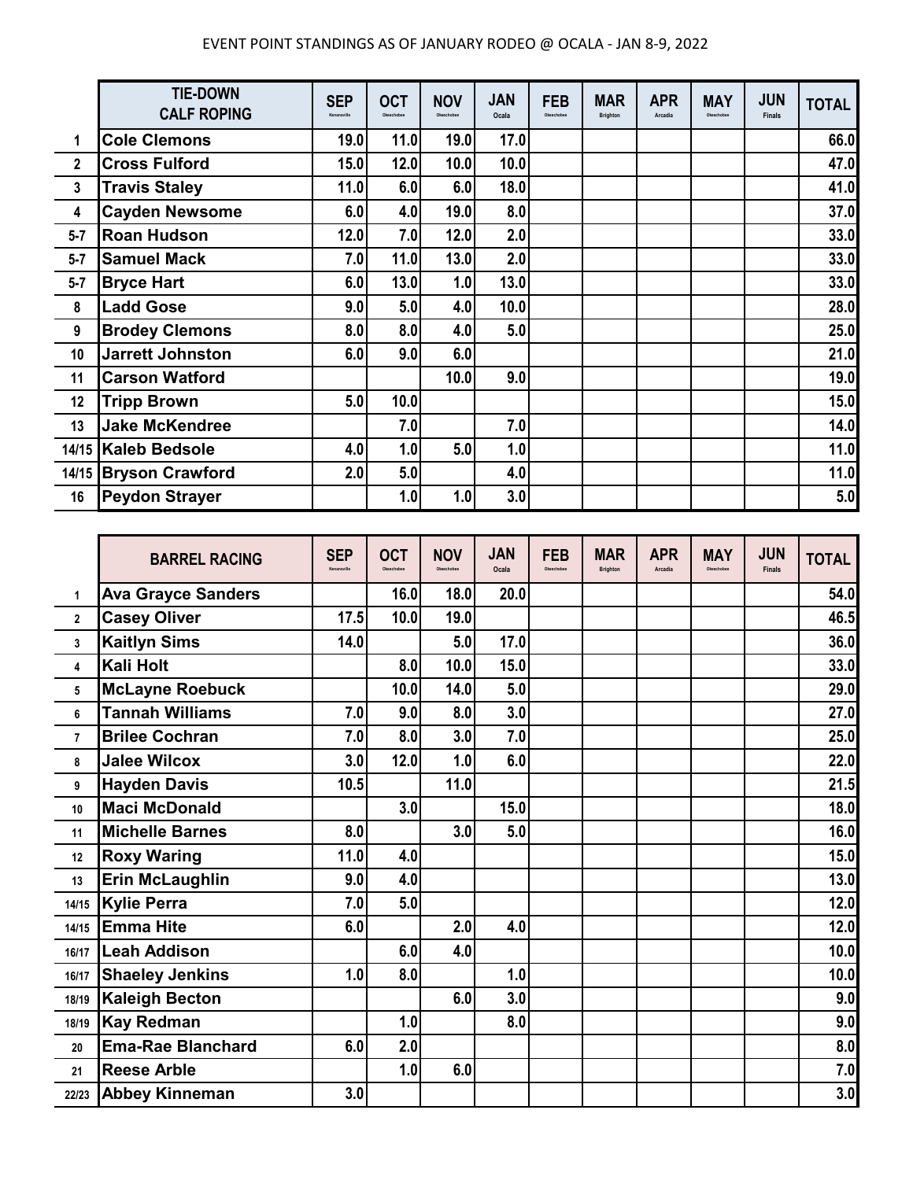EVENT POINT STANDINGS AS OF JANUARY RODEO @ OCALA - JAN 8-9, 2022

| | TIE-DOWN CALF ROPING | SEP Kenansville | OCT Okeechobee | NOV Okeechobee | JAN Ocala | FEB Okeechobee | MAR Brighton | APR Arcadia | MAY Okeechobee | JUN Finals | TOTAL |
|---|---|---|---|---|---|---|---|---|---|---|---|
| 1 | Cole Clemons | 19.0 | 11.0 | 19.0 | 17.0 | | | | | | 66.0 |
| 2 | Cross Fulford | 15.0 | 12.0 | 10.0 | 10.0 | | | | | | 47.0 |
| 3 | Travis Staley | 11.0 | 6.0 | 6.0 | 18.0 | | | | | | 41.0 |
| 4 | Cayden Newsome | 6.0 | 4.0 | 19.0 | 8.0 | | | | | | 37.0 |
| 5-7 | Roan Hudson | 12.0 | 7.0 | 12.0 | 2.0 | | | | | | 33.0 |
| 5-7 | Samuel Mack | 7.0 | 11.0 | 13.0 | 2.0 | | | | | | 33.0 |
| 5-7 | Bryce Hart | 6.0 | 13.0 | 1.0 | 13.0 | | | | | | 33.0 |
| 8 | Ladd Gose | 9.0 | 5.0 | 4.0 | 10.0 | | | | | | 28.0 |
| 9 | Brodey Clemons | 8.0 | 8.0 | 4.0 | 5.0 | | | | | | 25.0 |
| 10 | Jarrett Johnston | 6.0 | 9.0 | 6.0 | | | | | | | 21.0 |
| 11 | Carson Watford | | | 10.0 | 9.0 | | | | | | 19.0 |
| 12 | Tripp Brown | 5.0 | 10.0 | | | | | | | | 15.0 |
| 13 | Jake McKendree | | 7.0 | | 7.0 | | | | | | 14.0 |
| 14/15 | Kaleb Bedsole | 4.0 | 1.0 | 5.0 | 1.0 | | | | | | 11.0 |
| 14/15 | Bryson Crawford | 2.0 | 5.0 | | 4.0 | | | | | | 11.0 |
| 16 | Peydon Strayer | | 1.0 | 1.0 | 3.0 | | | | | | 5.0 |

| | BARREL RACING | SEP Kenansville | OCT Okeechobee | NOV Okeechobee | JAN Ocala | FEB Okeechobee | MAR Brighton | APR Arcadia | MAY Okeechobee | JUN Finals | TOTAL |
|---|---|---|---|---|---|---|---|---|---|---|---|
| 1 | Ava Grayce Sanders | | 16.0 | 18.0 | 20.0 | | | | | | 54.0 |
| 2 | Casey Oliver | 17.5 | 10.0 | 19.0 | | | | | | | 46.5 |
| 3 | Kaitlyn Sims | 14.0 | | 5.0 | 17.0 | | | | | | 36.0 |
| 4 | Kali Holt | | 8.0 | 10.0 | 15.0 | | | | | | 33.0 |
| 5 | McLayne Roebuck | | 10.0 | 14.0 | 5.0 | | | | | | 29.0 |
| 6 | Tannah Williams | 7.0 | 9.0 | 8.0 | 3.0 | | | | | | 27.0 |
| 7 | Brilee Cochran | 7.0 | 8.0 | 3.0 | 7.0 | | | | | | 25.0 |
| 8 | Jalee Wilcox | 3.0 | 12.0 | 1.0 | 6.0 | | | | | | 22.0 |
| 9 | Hayden Davis | 10.5 | | 11.0 | | | | | | | 21.5 |
| 10 | Maci McDonald | | 3.0 | | 15.0 | | | | | | 18.0 |
| 11 | Michelle Barnes | 8.0 | | 3.0 | 5.0 | | | | | | 16.0 |
| 12 | Roxy Waring | 11.0 | 4.0 | | | | | | | | 15.0 |
| 13 | Erin McLaughlin | 9.0 | 4.0 | | | | | | | | 13.0 |
| 14/15 | Kylie Perra | 7.0 | 5.0 | | | | | | | | 12.0 |
| 14/15 | Emma Hite | 6.0 | | 2.0 | 4.0 | | | | | | 12.0 |
| 16/17 | Leah Addison | | 6.0 | 4.0 | | | | | | | 10.0 |
| 16/17 | Shaeley Jenkins | 1.0 | 8.0 | | 1.0 | | | | | | 10.0 |
| 18/19 | Kaleigh Becton | | | 6.0 | 3.0 | | | | | | 9.0 |
| 18/19 | Kay Redman | | 1.0 | | 8.0 | | | | | | 9.0 |
| 20 | Ema-Rae Blanchard | 6.0 | 2.0 | | | | | | | | 8.0 |
| 21 | Reese Arble | | 1.0 | 6.0 | | | | | | | 7.0 |
| 22/23 | Abbey Kinneman | 3.0 | | | | | | | | | 3.0 |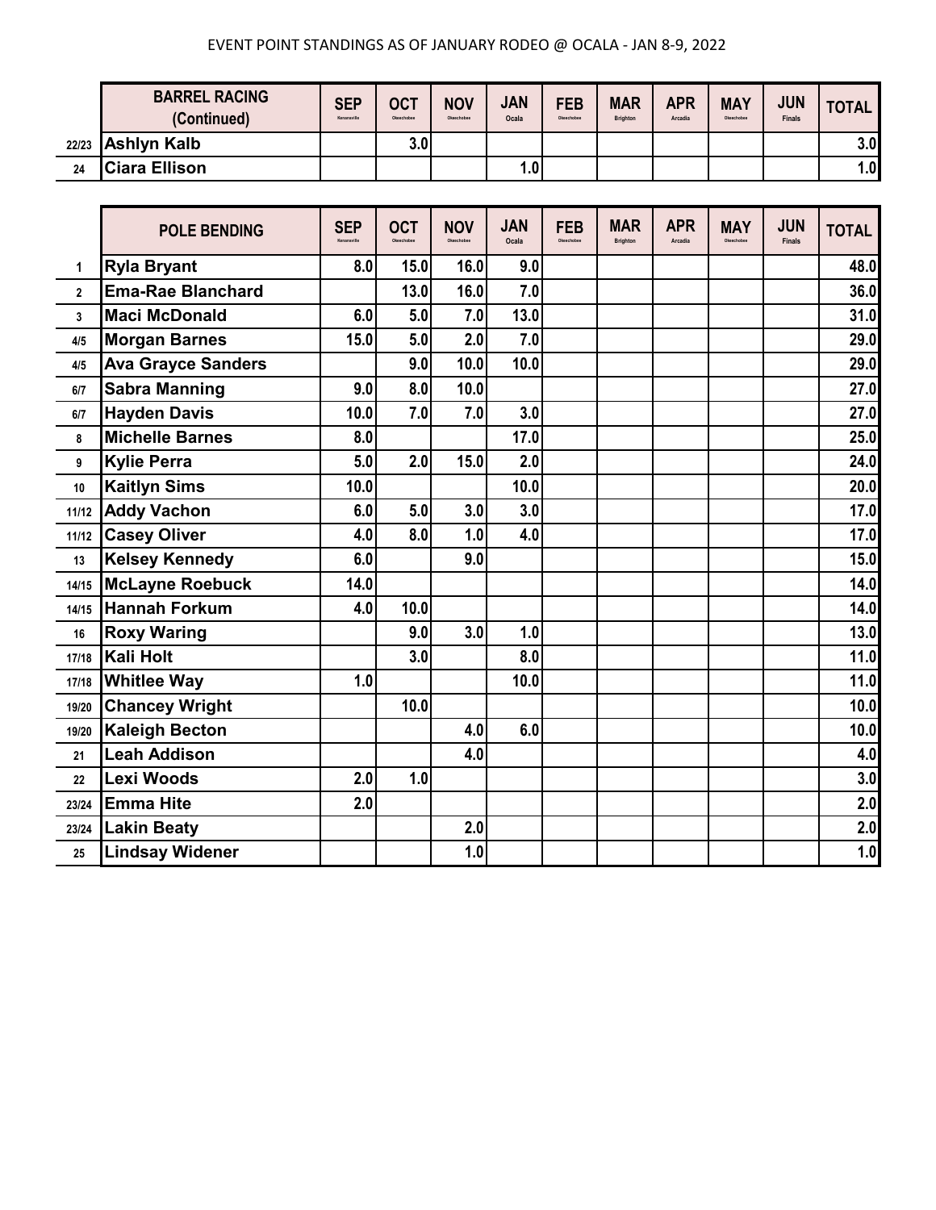EVENT POINT STANDINGS AS OF JANUARY RODEO @ OCALA - JAN 8-9, 2022

| | BARREL RACING (Continued) | SEP Kenansville | OCT Okeechobee | NOV Okeechobee | JAN Ocala | FEB Okeechobee | MAR Brighton | APR Arcadia | MAY Okeechobee | JUN Finals | TOTAL |
|---|---|---|---|---|---|---|---|---|---|---|---|
| 22/23 | Ashlyn Kalb | | 3.0 | | | | | | | | 3.0 |
| 24 | Ciara Ellison | | | | 1.0 | | | | | | 1.0 |

| | POLE BENDING | SEP Kenansville | OCT Okeechobee | NOV Okeechobee | JAN Ocala | FEB Okeechobee | MAR Brighton | APR Arcadia | MAY Okeechobee | JUN Finals | TOTAL |
|---|---|---|---|---|---|---|---|---|---|---|---|
| 1 | Ryla Bryant | 8.0 | 15.0 | 16.0 | 9.0 | | | | | | 48.0 |
| 2 | Ema-Rae Blanchard | | 13.0 | 16.0 | 7.0 | | | | | | 36.0 |
| 3 | Maci McDonald | 6.0 | 5.0 | 7.0 | 13.0 | | | | | | 31.0 |
| 4/5 | Morgan Barnes | 15.0 | 5.0 | 2.0 | 7.0 | | | | | | 29.0 |
| 4/5 | Ava Grayce Sanders | | 9.0 | 10.0 | 10.0 | | | | | | 29.0 |
| 6/7 | Sabra Manning | 9.0 | 8.0 | 10.0 | | | | | | | 27.0 |
| 6/7 | Hayden Davis | 10.0 | 7.0 | 7.0 | 3.0 | | | | | | 27.0 |
| 8 | Michelle Barnes | 8.0 | | | 17.0 | | | | | | 25.0 |
| 9 | Kylie Perra | 5.0 | 2.0 | 15.0 | 2.0 | | | | | | 24.0 |
| 10 | Kaitlyn Sims | 10.0 | | | 10.0 | | | | | | 20.0 |
| 11/12 | Addy Vachon | 6.0 | 5.0 | 3.0 | 3.0 | | | | | | 17.0 |
| 11/12 | Casey Oliver | 4.0 | 8.0 | 1.0 | 4.0 | | | | | | 17.0 |
| 13 | Kelsey Kennedy | 6.0 | | 9.0 | | | | | | | 15.0 |
| 14/15 | McLayne Roebuck | 14.0 | | | | | | | | | 14.0 |
| 14/15 | Hannah Forkum | 4.0 | 10.0 | | | | | | | | 14.0 |
| 16 | Roxy Waring | | 9.0 | 3.0 | 1.0 | | | | | | 13.0 |
| 17/18 | Kali Holt | | 3.0 | | 8.0 | | | | | | 11.0 |
| 17/18 | Whitlee Way | 1.0 | | | 10.0 | | | | | | 11.0 |
| 19/20 | Chancey Wright | | 10.0 | | | | | | | | 10.0 |
| 19/20 | Kaleigh Becton | | | 4.0 | 6.0 | | | | | | 10.0 |
| 21 | Leah Addison | | | 4.0 | | | | | | | 4.0 |
| 22 | Lexi Woods | 2.0 | 1.0 | | | | | | | | 3.0 |
| 23/24 | Emma Hite | 2.0 | | | | | | | | | 2.0 |
| 23/24 | Lakin Beaty | | | 2.0 | | | | | | | 2.0 |
| 25 | Lindsay Widener | | | 1.0 | | | | | | | 1.0 |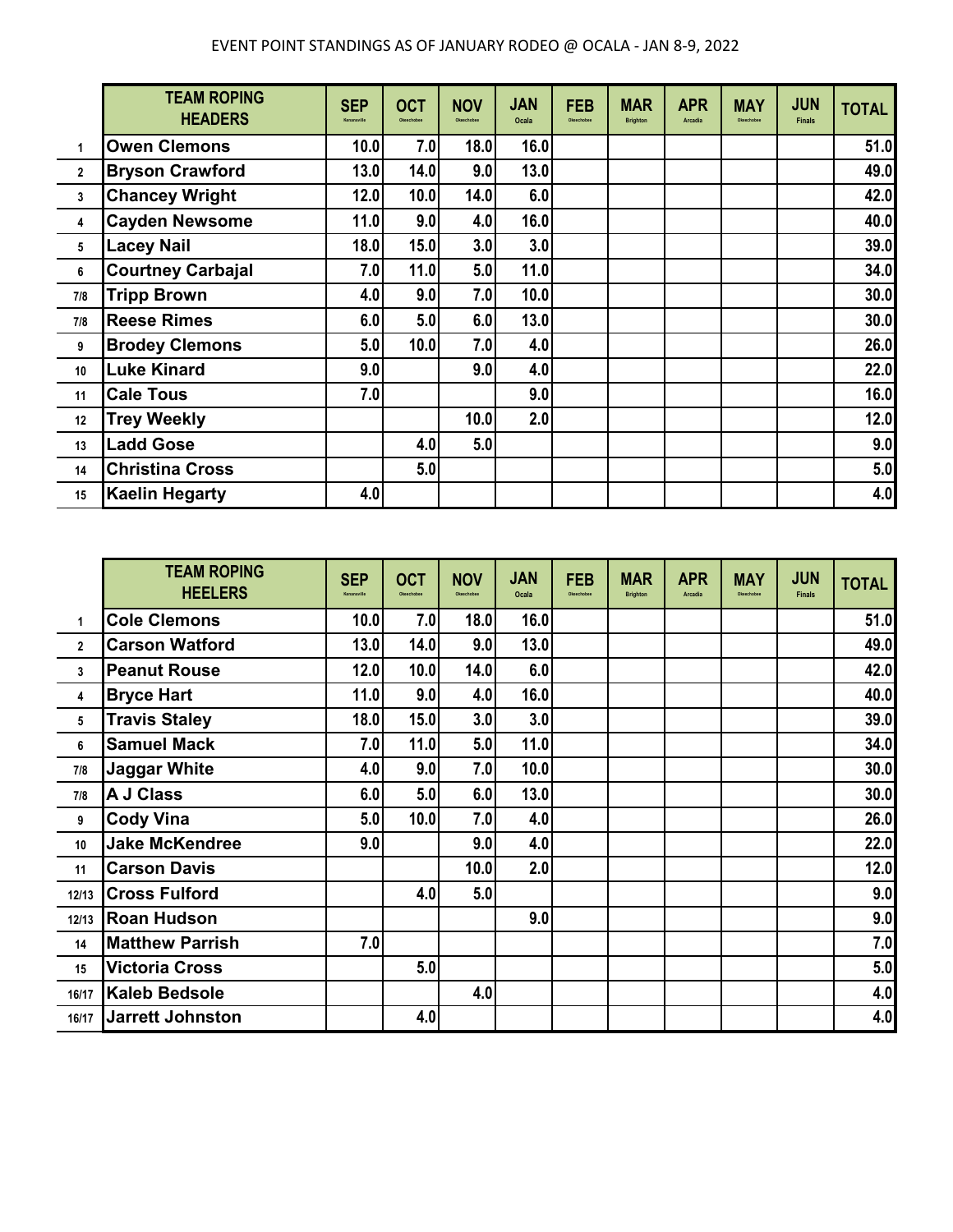EVENT POINT STANDINGS AS OF JANUARY RODEO @ OCALA - JAN 8-9, 2022

| | TEAM ROPING HEADERS | SEP Kenansville | OCT Okeechobee | NOV Okeechobee | JAN Ocala | FEB Okeechobee | MAR Brighton | APR Arcadia | MAY Okeechobee | JUN Finals | TOTAL |
|---|---|---|---|---|---|---|---|---|---|---|---|
| 1 | Owen Clemons | 10.0 | 7.0 | 18.0 | 16.0 | | | | | | 51.0 |
| 2 | Bryson Crawford | 13.0 | 14.0 | 9.0 | 13.0 | | | | | | 49.0 |
| 3 | Chancey Wright | 12.0 | 10.0 | 14.0 | 6.0 | | | | | | 42.0 |
| 4 | Cayden Newsome | 11.0 | 9.0 | 4.0 | 16.0 | | | | | | 40.0 |
| 5 | Lacey Nail | 18.0 | 15.0 | 3.0 | 3.0 | | | | | | 39.0 |
| 6 | Courtney Carbajal | 7.0 | 11.0 | 5.0 | 11.0 | | | | | | 34.0 |
| 7/8 | Tripp Brown | 4.0 | 9.0 | 7.0 | 10.0 | | | | | | 30.0 |
| 7/8 | Reese Rimes | 6.0 | 5.0 | 6.0 | 13.0 | | | | | | 30.0 |
| 9 | Brodey Clemons | 5.0 | 10.0 | 7.0 | 4.0 | | | | | | 26.0 |
| 10 | Luke Kinard | 9.0 | | 9.0 | 4.0 | | | | | | 22.0 |
| 11 | Cale Tous | 7.0 | | | 9.0 | | | | | | 16.0 |
| 12 | Trey Weekly | | | 10.0 | 2.0 | | | | | | 12.0 |
| 13 | Ladd Gose | | 4.0 | 5.0 | | | | | | | 9.0 |
| 14 | Christina Cross | | 5.0 | | | | | | | | 5.0 |
| 15 | Kaelin Hegarty | 4.0 | | | | | | | | | 4.0 |

| | TEAM ROPING HEELERS | SEP Kenansville | OCT Okeechobee | NOV Okeechobee | JAN Ocala | FEB Okeechobee | MAR Brighton | APR Arcadia | MAY Okeechobee | JUN Finals | TOTAL |
|---|---|---|---|---|---|---|---|---|---|---|---|
| 1 | Cole Clemons | 10.0 | 7.0 | 18.0 | 16.0 | | | | | | 51.0 |
| 2 | Carson Watford | 13.0 | 14.0 | 9.0 | 13.0 | | | | | | 49.0 |
| 3 | Peanut Rouse | 12.0 | 10.0 | 14.0 | 6.0 | | | | | | 42.0 |
| 4 | Bryce Hart | 11.0 | 9.0 | 4.0 | 16.0 | | | | | | 40.0 |
| 5 | Travis Staley | 18.0 | 15.0 | 3.0 | 3.0 | | | | | | 39.0 |
| 6 | Samuel Mack | 7.0 | 11.0 | 5.0 | 11.0 | | | | | | 34.0 |
| 7/8 | Jaggar White | 4.0 | 9.0 | 7.0 | 10.0 | | | | | | 30.0 |
| 7/8 | A J Class | 6.0 | 5.0 | 6.0 | 13.0 | | | | | | 30.0 |
| 9 | Cody Vina | 5.0 | 10.0 | 7.0 | 4.0 | | | | | | 26.0 |
| 10 | Jake McKendree | 9.0 | | 9.0 | 4.0 | | | | | | 22.0 |
| 11 | Carson Davis | | | 10.0 | 2.0 | | | | | | 12.0 |
| 12/13 | Cross Fulford | | 4.0 | 5.0 | | | | | | | 9.0 |
| 12/13 | Roan Hudson | | | | 9.0 | | | | | | 9.0 |
| 14 | Matthew Parrish | 7.0 | | | | | | | | | 7.0 |
| 15 | Victoria Cross | | 5.0 | | | | | | | | 5.0 |
| 16/17 | Kaleb Bedsole | | | 4.0 | | | | | | | 4.0 |
| 16/17 | Jarrett Johnston | | 4.0 | | | | | | | | 4.0 |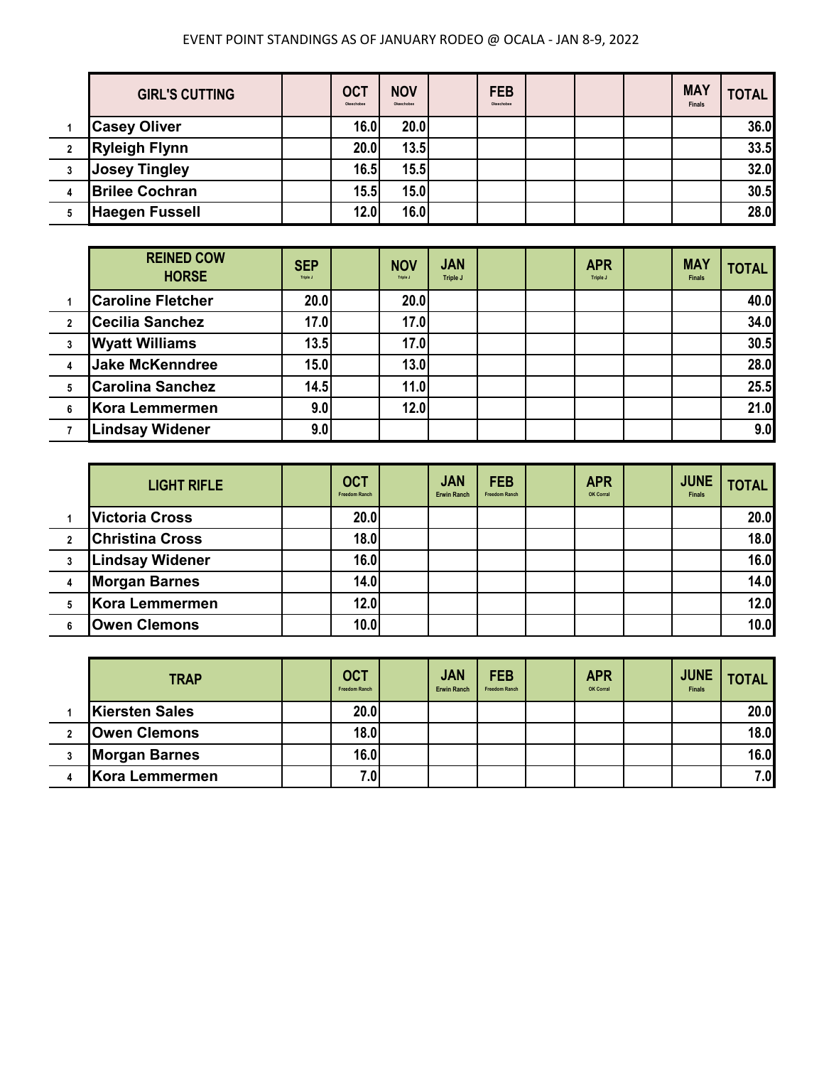EVENT POINT STANDINGS AS OF JANUARY RODEO @ OCALA - JAN 8-9, 2022

| | GIRL'S CUTTING | | OCT Okeechobee | NOV Okeechobee | | FEB Okeechobee | | | | MAY Finals | TOTAL |
|---|---|---|---|---|---|---|---|---|---|---|---|
| 1 | Casey Oliver | | 16.0 | 20.0 | | | | | | | 36.0 |
| 2 | Ryleigh Flynn | | 20.0 | 13.5 | | | | | | | 33.5 |
| 3 | Josey Tingley | | 16.5 | 15.5 | | | | | | | 32.0 |
| 4 | Brilee Cochran | | 15.5 | 15.0 | | | | | | | 30.5 |
| 5 | Haegen Fussell | | 12.0 | 16.0 | | | | | | | 28.0 |

| | REINED COW HORSE | SEP Triple J | | NOV Triple J | JAN Triple J | | | APR Triple J | | MAY Finals | TOTAL |
|---|---|---|---|---|---|---|---|---|---|---|---|
| 1 | Caroline Fletcher | 20.0 | | 20.0 | | | | | | | 40.0 |
| 2 | Cecilia Sanchez | 17.0 | | 17.0 | | | | | | | 34.0 |
| 3 | Wyatt Williams | 13.5 | | 17.0 | | | | | | | 30.5 |
| 4 | Jake McKenndree | 15.0 | | 13.0 | | | | | | | 28.0 |
| 5 | Carolina Sanchez | 14.5 | | 11.0 | | | | | | | 25.5 |
| 6 | Kora Lemmermen | 9.0 | | 12.0 | | | | | | | 21.0 |
| 7 | Lindsay Widener | 9.0 | | | | | | | | | 9.0 |

| | LIGHT RIFLE | | OCT Freedom Ranch | | JAN Erwin Ranch | FEB Freedom Ranch | | APR OK Corral | | JUNE Finals | TOTAL |
|---|---|---|---|---|---|---|---|---|---|---|---|
| 1 | Victoria Cross | | 20.0 | | | | | | | | 20.0 |
| 2 | Christina Cross | | 18.0 | | | | | | | | 18.0 |
| 3 | Lindsay Widener | | 16.0 | | | | | | | | 16.0 |
| 4 | Morgan Barnes | | 14.0 | | | | | | | | 14.0 |
| 5 | Kora Lemmermen | | 12.0 | | | | | | | | 12.0 |
| 6 | Owen Clemons | | 10.0 | | | | | | | | 10.0 |

| | TRAP | | OCT Freedom Ranch | | JAN Erwin Ranch | FEB Freedom Ranch | | APR OK Corral | | JUNE Finals | TOTAL |
|---|---|---|---|---|---|---|---|---|---|---|---|
| 1 | Kiersten Sales | | 20.0 | | | | | | | | 20.0 |
| 2 | Owen Clemons | | 18.0 | | | | | | | | 18.0 |
| 3 | Morgan Barnes | | 16.0 | | | | | | | | 16.0 |
| 4 | Kora Lemmermen | | 7.0 | | | | | | | | 7.0 |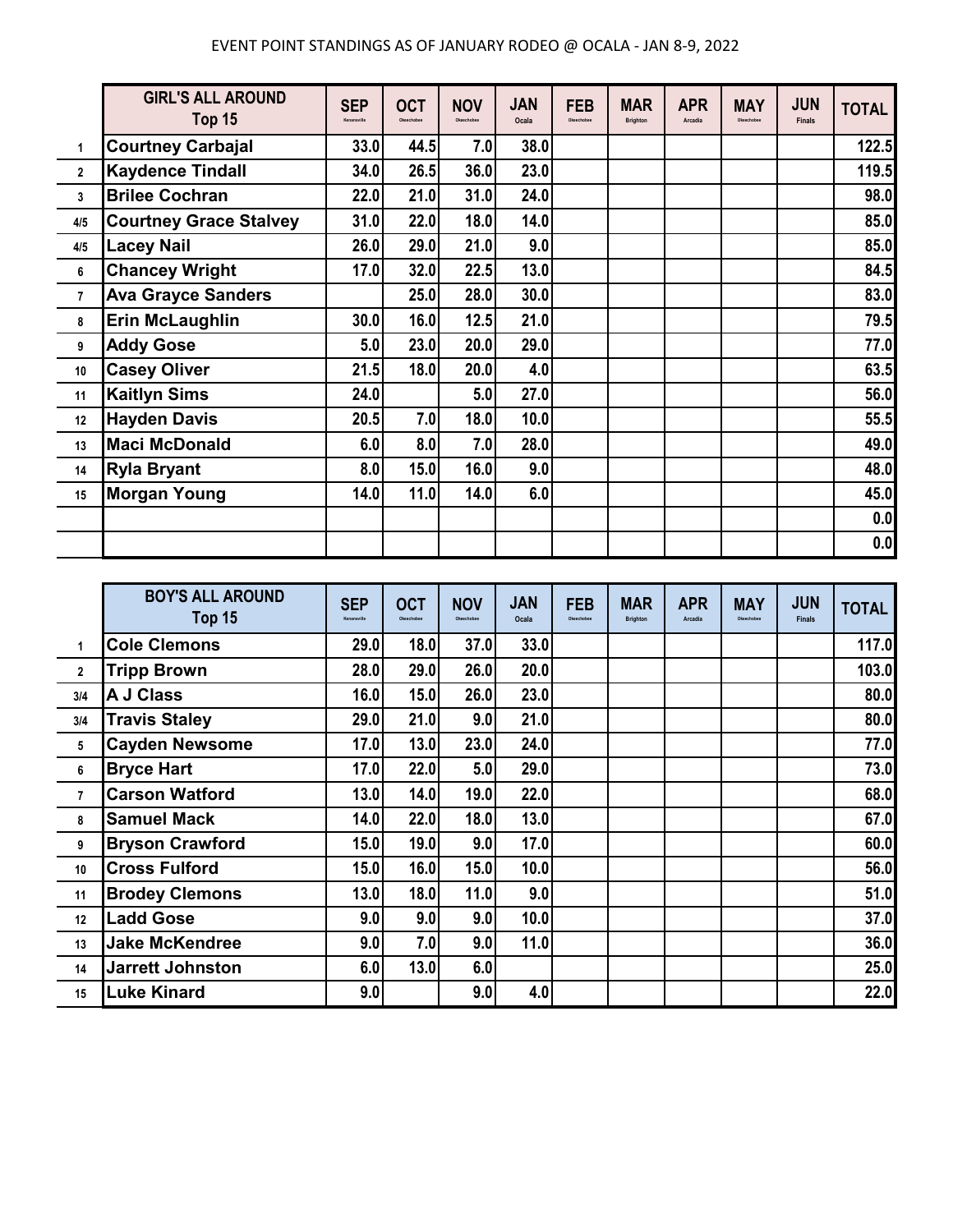EVENT POINT STANDINGS AS OF JANUARY RODEO @ OCALA - JAN 8-9, 2022

| | GIRL'S ALL AROUND Top 15 | SEP Kenansville | OCT Okeechobee | NOV Okeechobee | JAN Ocala | FEB Okeechobee | MAR Brighton | APR Arcadia | MAY Okeechobee | JUN Finals | TOTAL |
|---|---|---|---|---|---|---|---|---|---|---|---|
| 1 | Courtney Carbajal | 33.0 | 44.5 | 7.0 | 38.0 | | | | | | 122.5 |
| 2 | Kaydence Tindall | 34.0 | 26.5 | 36.0 | 23.0 | | | | | | 119.5 |
| 3 | Brilee Cochran | 22.0 | 21.0 | 31.0 | 24.0 | | | | | | 98.0 |
| 4/5 | Courtney Grace Stalvey | 31.0 | 22.0 | 18.0 | 14.0 | | | | | | 85.0 |
| 4/5 | Lacey Nail | 26.0 | 29.0 | 21.0 | 9.0 | | | | | | 85.0 |
| 6 | Chancey Wright | 17.0 | 32.0 | 22.5 | 13.0 | | | | | | 84.5 |
| 7 | Ava Grayce Sanders | | 25.0 | 28.0 | 30.0 | | | | | | 83.0 |
| 8 | Erin McLaughlin | 30.0 | 16.0 | 12.5 | 21.0 | | | | | | 79.5 |
| 9 | Addy Gose | 5.0 | 23.0 | 20.0 | 29.0 | | | | | | 77.0 |
| 10 | Casey Oliver | 21.5 | 18.0 | 20.0 | 4.0 | | | | | | 63.5 |
| 11 | Kaitlyn Sims | 24.0 | | 5.0 | 27.0 | | | | | | 56.0 |
| 12 | Hayden Davis | 20.5 | 7.0 | 18.0 | 10.0 | | | | | | 55.5 |
| 13 | Maci McDonald | 6.0 | 8.0 | 7.0 | 28.0 | | | | | | 49.0 |
| 14 | Ryla Bryant | 8.0 | 15.0 | 16.0 | 9.0 | | | | | | 48.0 |
| 15 | Morgan Young | 14.0 | 11.0 | 14.0 | 6.0 | | | | | | 45.0 |
| | | | | | | | | | | | 0.0 |
| | | | | | | | | | | | 0.0 |

| | BOY'S ALL AROUND Top 15 | SEP Kenansville | OCT Okeechobee | NOV Okeechobee | JAN Ocala | FEB Okeechobee | MAR Brighton | APR Arcadia | MAY Okeechobee | JUN Finals | TOTAL |
|---|---|---|---|---|---|---|---|---|---|---|---|
| 1 | Cole Clemons | 29.0 | 18.0 | 37.0 | 33.0 | | | | | | 117.0 |
| 2 | Tripp Brown | 28.0 | 29.0 | 26.0 | 20.0 | | | | | | 103.0 |
| 3/4 | A J Class | 16.0 | 15.0 | 26.0 | 23.0 | | | | | | 80.0 |
| 3/4 | Travis Staley | 29.0 | 21.0 | 9.0 | 21.0 | | | | | | 80.0 |
| 5 | Cayden Newsome | 17.0 | 13.0 | 23.0 | 24.0 | | | | | | 77.0 |
| 6 | Bryce Hart | 17.0 | 22.0 | 5.0 | 29.0 | | | | | | 73.0 |
| 7 | Carson Watford | 13.0 | 14.0 | 19.0 | 22.0 | | | | | | 68.0 |
| 8 | Samuel Mack | 14.0 | 22.0 | 18.0 | 13.0 | | | | | | 67.0 |
| 9 | Bryson Crawford | 15.0 | 19.0 | 9.0 | 17.0 | | | | | | 60.0 |
| 10 | Cross Fulford | 15.0 | 16.0 | 15.0 | 10.0 | | | | | | 56.0 |
| 11 | Brodey Clemons | 13.0 | 18.0 | 11.0 | 9.0 | | | | | | 51.0 |
| 12 | Ladd Gose | 9.0 | 9.0 | 9.0 | 10.0 | | | | | | 37.0 |
| 13 | Jake McKendree | 9.0 | 7.0 | 9.0 | 11.0 | | | | | | 36.0 |
| 14 | Jarrett Johnston | 6.0 | 13.0 | 6.0 | | | | | | | 25.0 |
| 15 | Luke Kinard | 9.0 | | 9.0 | 4.0 | | | | | | 22.0 |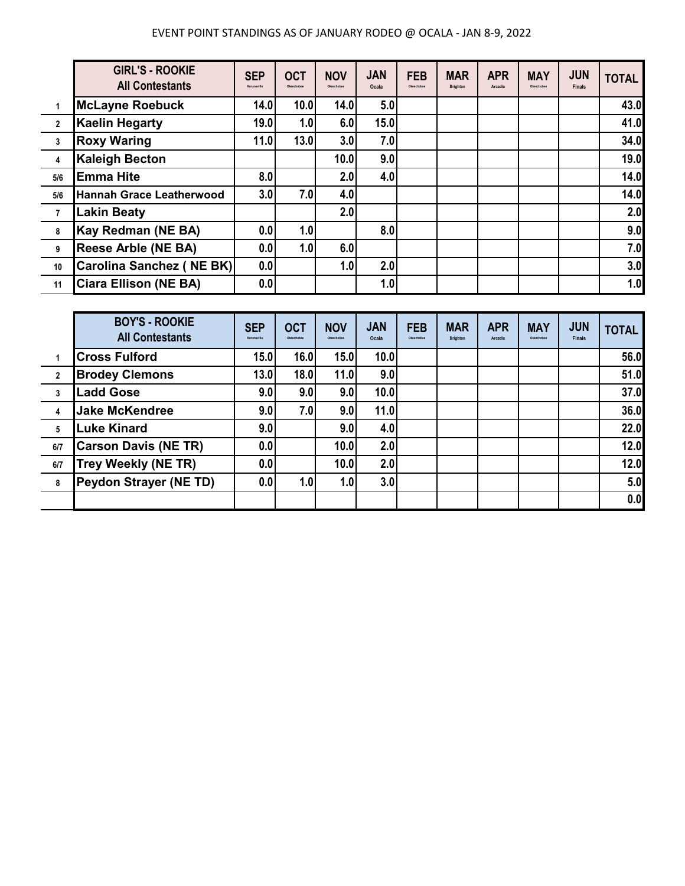EVENT POINT STANDINGS AS OF JANUARY RODEO @ OCALA - JAN 8-9, 2022

| | GIRL'S - ROOKIE All Contestants | SEP Kenansville | OCT Okeechobee | NOV Okeechobee | JAN Ocala | FEB Okeechobee | MAR Brighton | APR Arcadia | MAY Okeechobee | JUN Finals | TOTAL |
|---|---|---|---|---|---|---|---|---|---|---|---|
| 1 | McLayne Roebuck | 14.0 | 10.0 | 14.0 | 5.0 | | | | | | 43.0 |
| 2 | Kaelin Hegarty | 19.0 | 1.0 | 6.0 | 15.0 | | | | | | 41.0 |
| 3 | Roxy Waring | 11.0 | 13.0 | 3.0 | 7.0 | | | | | | 34.0 |
| 4 | Kaleigh Becton | | | 10.0 | 9.0 | | | | | | 19.0 |
| 5/6 | Emma Hite | 8.0 | | 2.0 | 4.0 | | | | | | 14.0 |
| 5/6 | Hannah Grace Leatherwood | 3.0 | 7.0 | 4.0 | | | | | | | 14.0 |
| 7 | Lakin Beaty | | | 2.0 | | | | | | | 2.0 |
| 8 | Kay Redman (NE BA) | 0.0 | 1.0 | | 8.0 | | | | | | 9.0 |
| 9 | Reese Arble (NE BA) | 0.0 | 1.0 | 6.0 | | | | | | | 7.0 |
| 10 | Carolina Sanchez ( NE BK) | 0.0 | | 1.0 | 2.0 | | | | | | 3.0 |
| 11 | Ciara Ellison (NE BA) | 0.0 | | | 1.0 | | | | | | 1.0 |

| | BOY'S - ROOKIE All Contestants | SEP Kenansville | OCT Okeechobee | NOV Okeechobee | JAN Ocala | FEB Okeechobee | MAR Brighton | APR Arcadia | MAY Okeechobee | JUN Finals | TOTAL |
|---|---|---|---|---|---|---|---|---|---|---|---|
| 1 | Cross Fulford | 15.0 | 16.0 | 15.0 | 10.0 | | | | | | 56.0 |
| 2 | Brodey Clemons | 13.0 | 18.0 | 11.0 | 9.0 | | | | | | 51.0 |
| 3 | Ladd Gose | 9.0 | 9.0 | 9.0 | 10.0 | | | | | | 37.0 |
| 4 | Jake McKendree | 9.0 | 7.0 | 9.0 | 11.0 | | | | | | 36.0 |
| 5 | Luke Kinard | 9.0 | | 9.0 | 4.0 | | | | | | 22.0 |
| 6/7 | Carson Davis (NE TR) | 0.0 | | 10.0 | 2.0 | | | | | | 12.0 |
| 6/7 | Trey Weekly (NE TR) | 0.0 | | 10.0 | 2.0 | | | | | | 12.0 |
| 8 | Peydon Strayer (NE TD) | 0.0 | 1.0 | 1.0 | 3.0 | | | | | | 5.0 |
| | | | | | | | | | | | 0.0 |